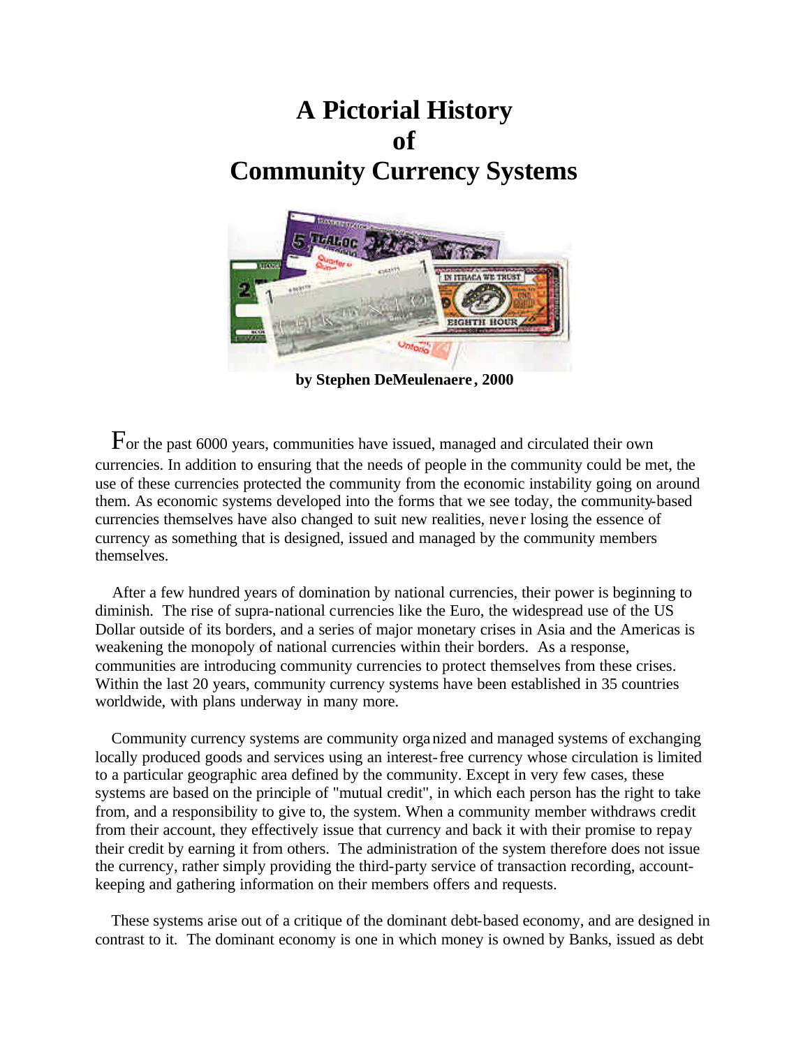# A Pictorial History of Community Currency Systems

**by Stephen DeMeulenaere, 2000**

For the past 6000 years, communities have issued, managed and circulated their own currencies. In addition to ensuring that the needs of people in the community could be met, the use of these currencies protected the community from the economic instability going on around them. As economic systems developed into the forms that we see today, the community-based currencies themselves have also changed to suit new realities, never losing the essence of currency as something that is designed, issued and managed by the community members themselves.

After a few hundred years of domination by national currencies, their power is beginning to diminish. The rise of supra-national currencies like the Euro, the widespread use of the US Dollar outside of its borders, and a series of major monetary crises in Asia and the Americas is weakening the monopoly of national currencies within their borders. As a response, communities are introducing community currencies to protect themselves from these crises. Within the last 20 years, community currency systems have been established in 35 countries worldwide, with plans underway in many more.

Community currency systems are community organized and managed systems of exchanging locally produced goods and services using an interest-free currency whose circulation is limited to a particular geographic area defined by the community. Except in very few cases, these systems are based on the principle of "mutual credit", in which each person has the right to take from, and a responsibility to give to, the system. When a community member withdraws credit from their account, they effectively issue that currency and back it with their promise to repay their credit by earning it from others. The administration of the system therefore does not issue the currency, rather simply providing the third-party service of transaction recording, account-keeping and gathering information on their members offers and requests.

These systems arise out of a critique of the dominant debt-based economy, and are designed in contrast to it. The dominant economy is one in which money is owned by Banks, issued as debt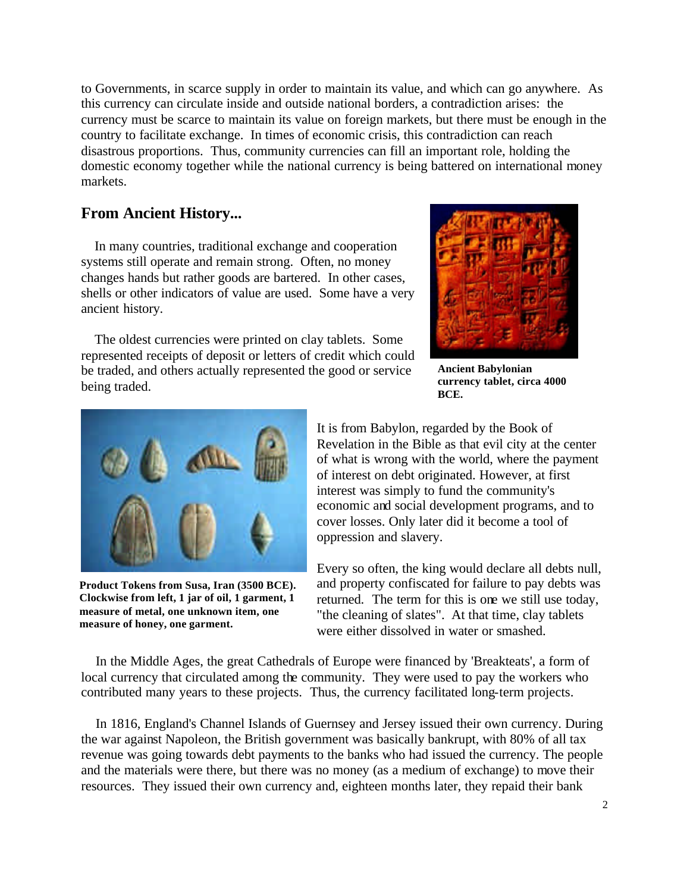to Governments, in scarce supply in order to maintain its value, and which can go anywhere. As this currency can circulate inside and outside national borders, a contradiction arises: the currency must be scarce to maintain its value on foreign markets, but there must be enough in the country to facilitate exchange. In times of economic crisis, this contradiction can reach disastrous proportions. Thus, community currencies can fill an important role, holding the domestic economy together while the national currency is being battered on international money markets.

## From Ancient History...

In many countries, traditional exchange and cooperation systems still operate and remain strong. Often, no money changes hands but rather goods are bartered. In other cases, shells or other indicators of value are used. Some have a very ancient history.

The oldest currencies were printed on clay tablets. Some represented receipts of deposit or letters of credit which could be traded, and others actually represented the good or service being traded.

**Ancient Babylonian currency tablet, circa 4000 BCE.**

**Product Tokens from Susa, Iran (3500 BCE). Clockwise from left, 1 jar of oil, 1 garment, 1 measure of metal, one unknown item, one measure of honey, one garment.**

It is from Babylon, regarded by the Book of Revelation in the Bible as that evil city at the center of what is wrong with the world, where the payment of interest on debt originated. However, at first interest was simply to fund the community's economic and social development programs, and to cover losses. Only later did it become a tool of oppression and slavery.

Every so often, the king would declare all debts null, and property confiscated for failure to pay debts was returned. The term for this is one we still use today, "the cleaning of slates". At that time, clay tablets were either dissolved in water or smashed.

In the Middle Ages, the great Cathedrals of Europe were financed by 'Breakteats', a form of local currency that circulated among the community. They were used to pay the workers who contributed many years to these projects. Thus, the currency facilitated long-term projects.

In 1816, England's Channel Islands of Guernsey and Jersey issued their own currency. During the war against Napoleon, the British government was basically bankrupt, with 80% of all tax revenue was going towards debt payments to the banks who had issued the currency. The people and the materials were there, but there was no money (as a medium of exchange) to move their resources. They issued their own currency and, eighteen months later, they repaid their bank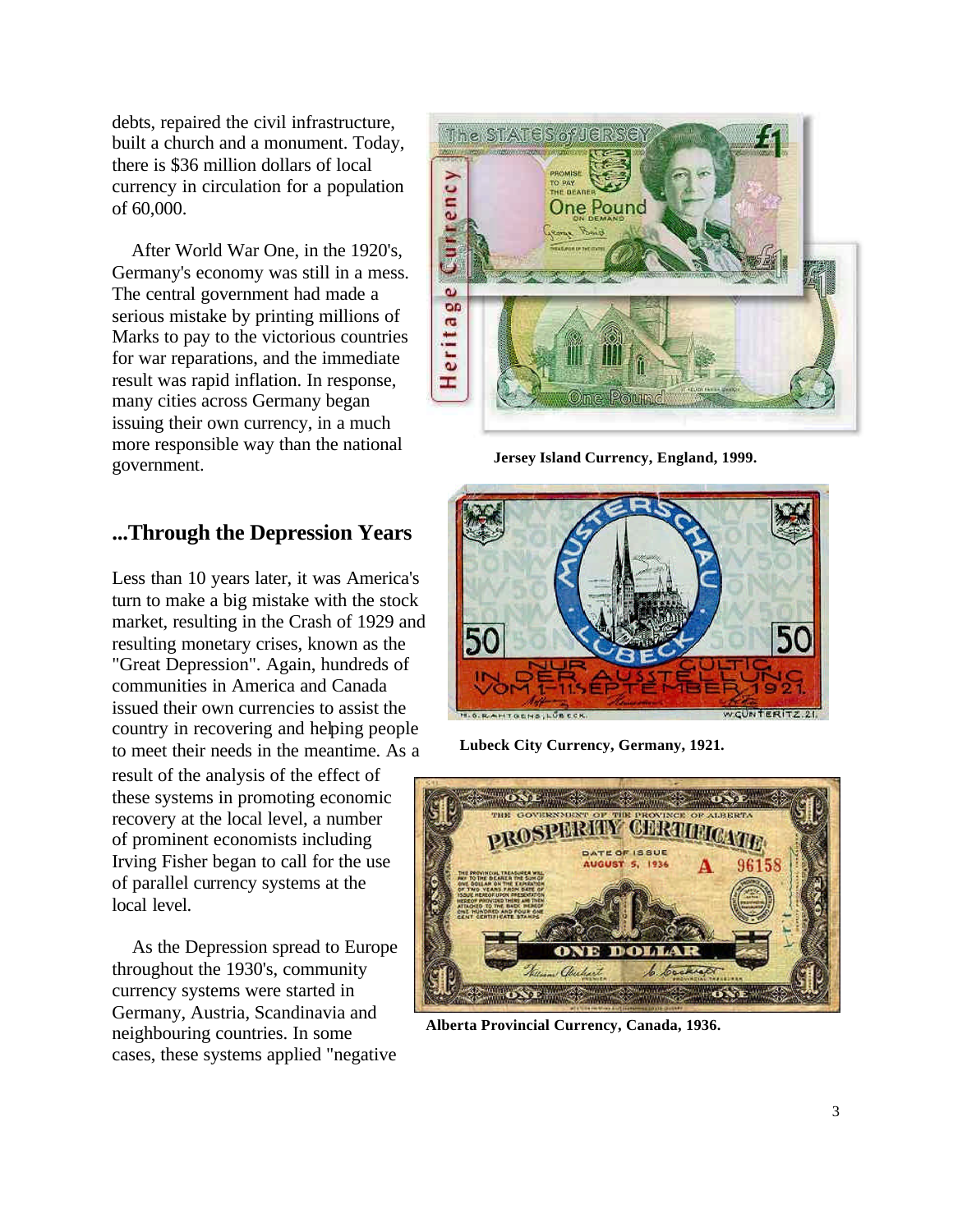debts, repaired the civil infrastructure, built a church and a monument. Today, there is $36 million dollars of local currency in circulation for a population of 60,000.

After World War One, in the 1920's, Germany's economy was still in a mess. The central government had made a serious mistake by printing millions of Marks to pay to the victorious countries for war reparations, and the immediate result was rapid inflation. In response, many cities across Germany began issuing their own currency, in a much more responsible way than the national government.

**Jersey Island Currency, England, 1999.**

## ...Through the Depression Years

Less than 10 years later, it was America's turn to make a big mistake with the stock market, resulting in the Crash of 1929 and resulting monetary crises, known as the "Great Depression". Again, hundreds of communities in America and Canada issued their own currencies to assist the country in recovering and helping people to meet their needs in the meantime. As a result of the analysis of the effect of these systems in promoting economic recovery at the local level, a number of prominent economists including Irving Fisher began to call for the use of parallel currency systems at the local level.

**Lubeck City Currency, Germany, 1921.**

As the Depression spread to Europe throughout the 1930's, community currency systems were started in Germany, Austria, Scandinavia and neighbouring countries. In some cases, these systems applied "negative

**Alberta Provincial Currency, Canada, 1936.**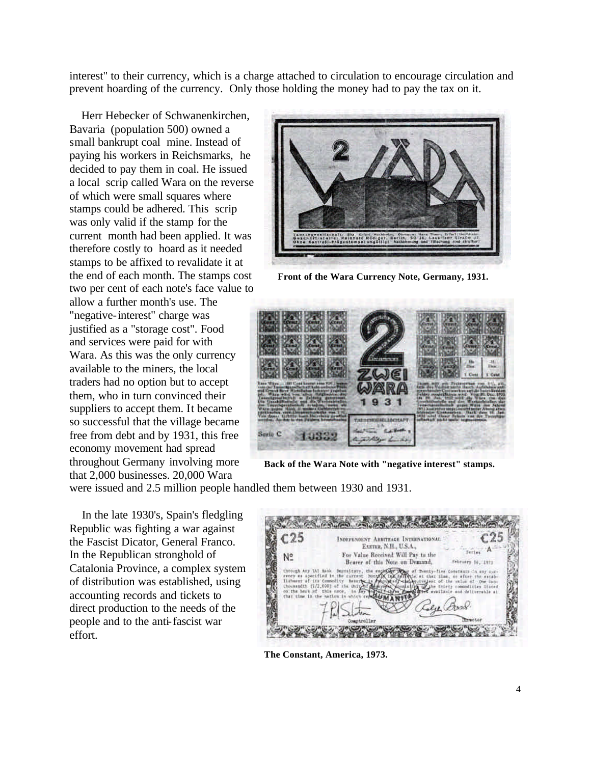interest" to their currency, which is a charge attached to circulation to encourage circulation and prevent hoarding of the currency. Only those holding the money had to pay the tax on it.

Herr Hebecker of Schwanenkirchen, Bavaria (population 500) owned a small bankrupt coal mine. Instead of paying his workers in Reichsmarks, he decided to pay them in coal. He issued a local scrip called Wara on the reverse of which were small squares where stamps could be adhered. This scrip was only valid if the stamp for the current month had been applied. It was therefore costly to hoard as it needed stamps to be affixed to revalidate it at the end of each month. The stamps cost two per cent of each note's face value to allow a further month's use. The "negative-interest" charge was justified as a "storage cost". Food and services were paid for with Wara. As this was the only currency available to the miners, the local traders had no option but to accept them, who in turn convinced their suppliers to accept them. It became so successful that the village became free from debt and by 1931, this free economy movement had spread throughout Germany involving more that 2,000 businesses. 20,000 Wara were issued and 2.5 million people handled them between 1930 and 1931.

**Front of the Wara Currency Note, Germany, 1931.**

**Back of the Wara Note with "negative interest" stamps.**

In the late 1930's, Spain's fledgling Republic was fighting a war against the Fascist Dicator, General Franco. In the Republican stronghold of Catalonia Province, a complex system of distribution was established, using accounting records and tickets to direct production to the needs of the people and to the anti-fascist war effort.

**The Constant, America, 1973.**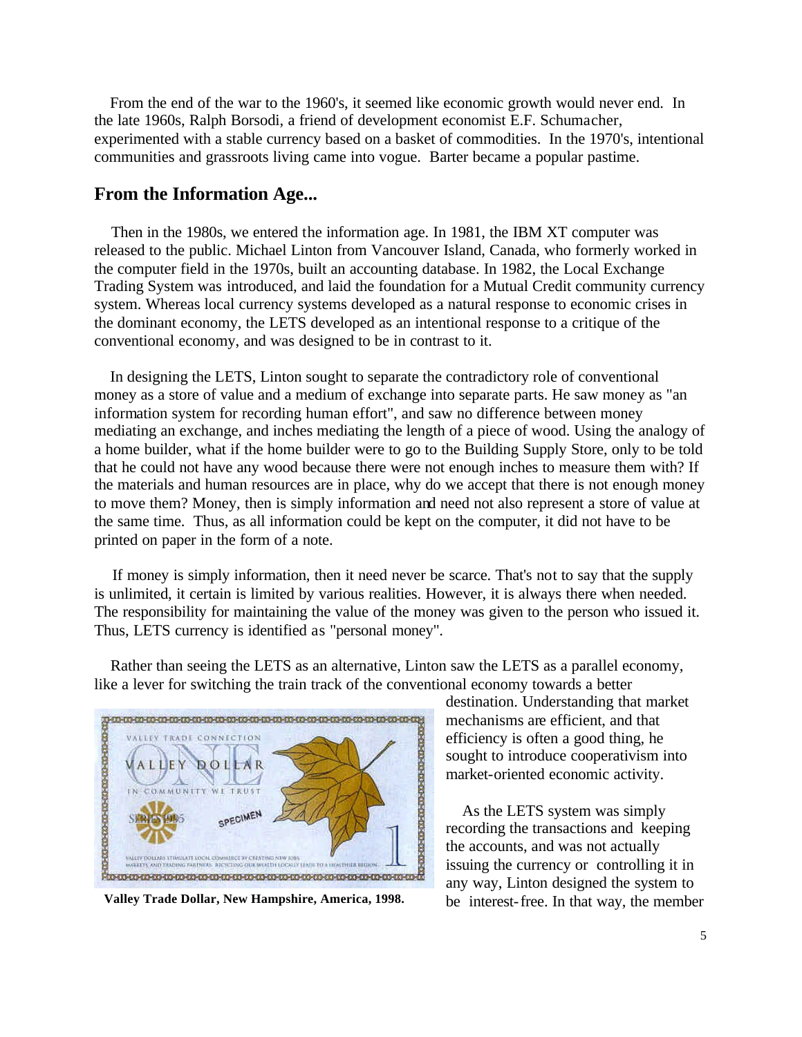From the end of the war to the 1960's, it seemed like economic growth would never end. In the late 1960s, Ralph Borsodi, a friend of development economist E.F. Schumacher, experimented with a stable currency based on a basket of commodities. In the 1970's, intentional communities and grassroots living came into vogue. Barter became a popular pastime.

## From the Information Age...

Then in the 1980s, we entered the information age. In 1981, the IBM XT computer was released to the public. Michael Linton from Vancouver Island, Canada, who formerly worked in the computer field in the 1970s, built an accounting database. In 1982, the Local Exchange Trading System was introduced, and laid the foundation for a Mutual Credit community currency system. Whereas local currency systems developed as a natural response to economic crises in the dominant economy, the LETS developed as an intentional response to a critique of the conventional economy, and was designed to be in contrast to it.

In designing the LETS, Linton sought to separate the contradictory role of conventional money as a store of value and a medium of exchange into separate parts. He saw money as "an information system for recording human effort", and saw no difference between money mediating an exchange, and inches mediating the length of a piece of wood. Using the analogy of a home builder, what if the home builder were to go to the Building Supply Store, only to be told that he could not have any wood because there were not enough inches to measure them with? If the materials and human resources are in place, why do we accept that there is not enough money to move them? Money, then is simply information and need not also represent a store of value at the same time. Thus, as all information could be kept on the computer, it did not have to be printed on paper in the form of a note.

If money is simply information, then it need never be scarce. That's not to say that the supply is unlimited, it certain is limited by various realities. However, it is always there when needed. The responsibility for maintaining the value of the money was given to the person who issued it. Thus, LETS currency is identified as "personal money".

Rather than seeing the LETS as an alternative, Linton saw the LETS as a parallel economy, like a lever for switching the train track of the conventional economy towards a better destination. Understanding that market mechanisms are efficient, and that efficiency is often a good thing, he sought to introduce cooperativism into market-oriented economic activity.

**Valley Trade Dollar, New Hampshire, America, 1998.**

As the LETS system was simply recording the transactions and keeping the accounts, and was not actually issuing the currency or controlling it in any way, Linton designed the system to be interest-free. In that way, the member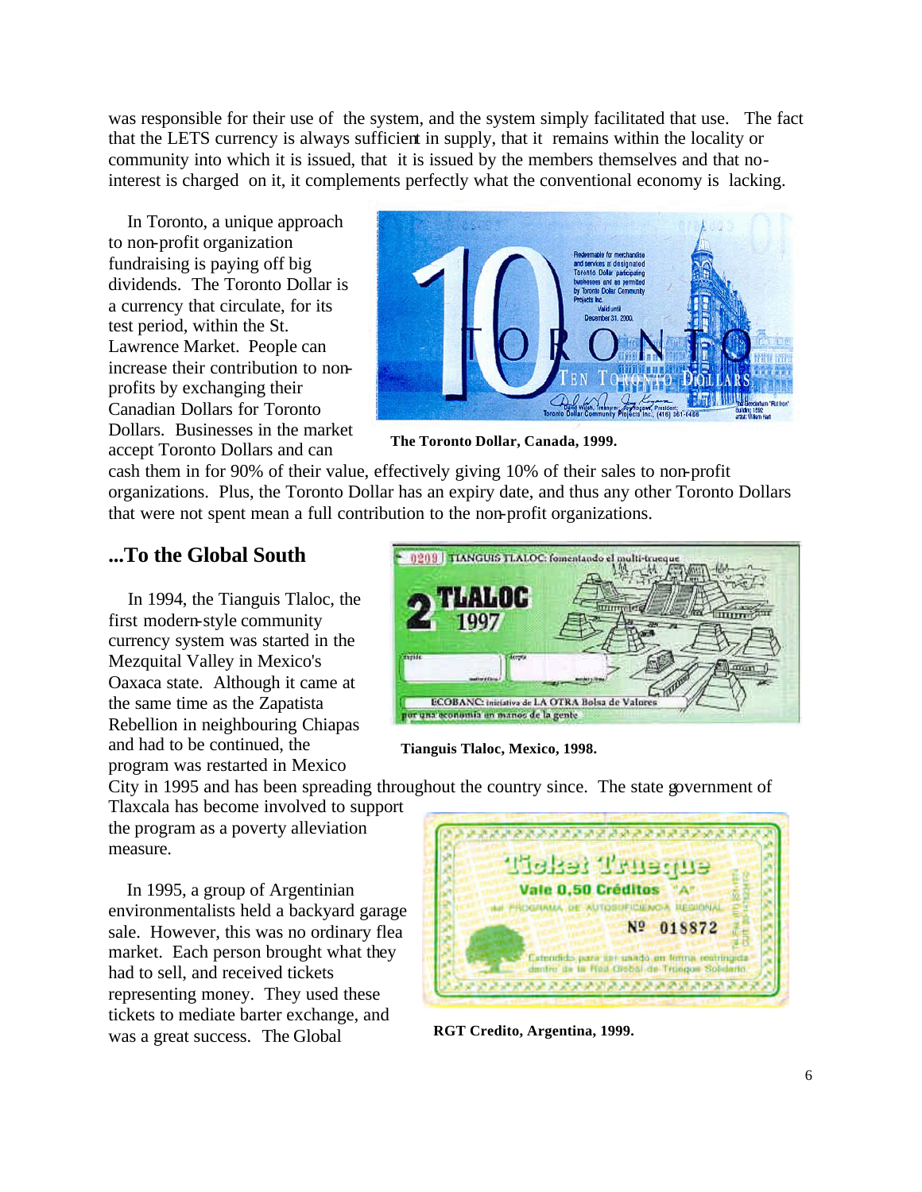was responsible for their use of the system, and the system simply facilitated that use. The fact that the LETS currency is always sufficient in supply, that it remains within the locality or community into which it is issued, that it is issued by the members themselves and that no-interest is charged on it, it complements perfectly what the conventional economy is lacking.

In Toronto, a unique approach to non-profit organization fundraising is paying off big dividends. The Toronto Dollar is a currency that circulate, for its test period, within the St. Lawrence Market. People can increase their contribution to non-profits by exchanging their Canadian Dollars for Toronto Dollars. Businesses in the market accept Toronto Dollars and can cash them in for 90% of their value, effectively giving 10% of their sales to non-profit organizations. Plus, the Toronto Dollar has an expiry date, and thus any other Toronto Dollars that were not spent mean a full contribution to the non-profit organizations.

**The Toronto Dollar, Canada, 1999.**

## ...To the Global South

In 1994, the Tianguis Tlaloc, the first modern-style community currency system was started in the Mezquital Valley in Mexico's Oaxaca state. Although it came at the same time as the Zapatista Rebellion in neighbouring Chiapas and had to be continued, the program was restarted in Mexico City in 1995 and has been spreading throughout the country since. The state government of Tlaxcala has become involved to support the program as a poverty alleviation measure.

**Tianguis Tlaloc, Mexico, 1998.**

In 1995, a group of Argentinian environmentalists held a backyard garage sale. However, this was no ordinary flea market. Each person brought what they had to sell, and received tickets representing money. They used these tickets to mediate barter exchange, and was a great success. The Global

**RGT Credito, Argentina, 1999.**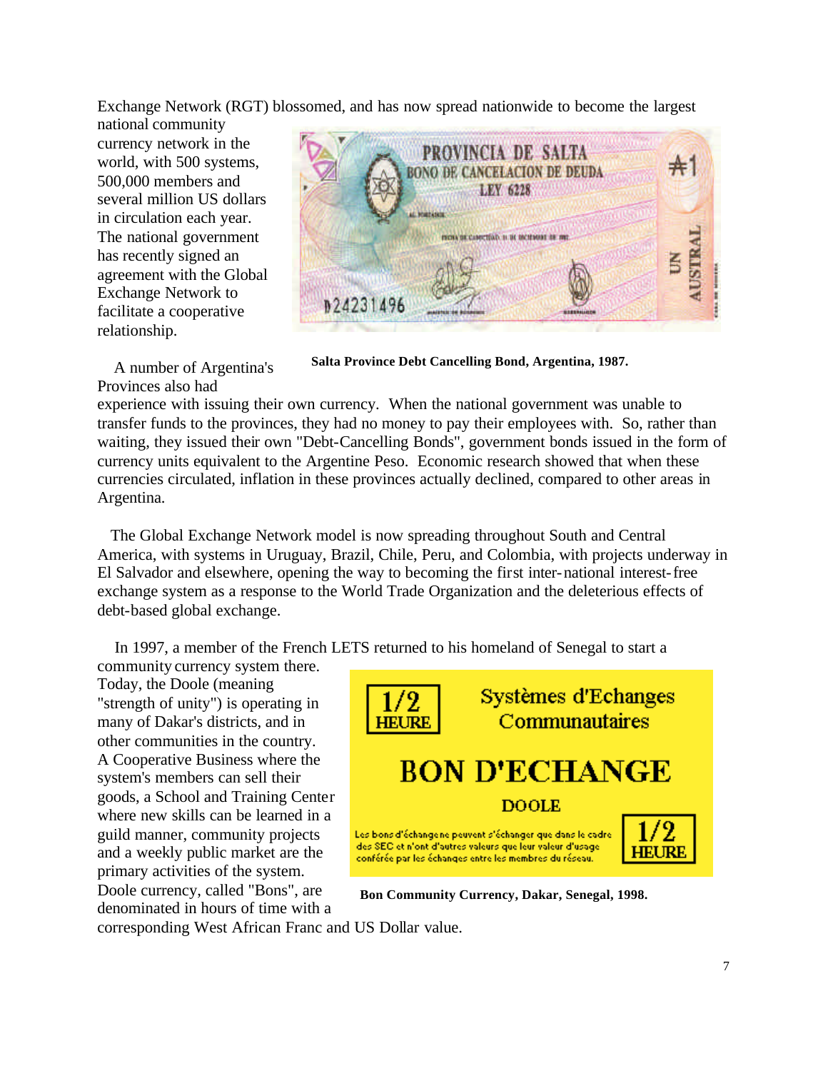Exchange Network (RGT) blossomed, and has now spread nationwide to become the largest national community currency network in the world, with 500 systems, 500,000 members and several million US dollars in circulation each year. The national government has recently signed an agreement with the Global Exchange Network to facilitate a cooperative relationship.

**Salta Province Debt Cancelling Bond, Argentina, 1987.**

A number of Argentina's Provinces also had experience with issuing their own currency. When the national government was unable to transfer funds to the provinces, they had no money to pay their employees with. So, rather than waiting, they issued their own "Debt-Cancelling Bonds", government bonds issued in the form of currency units equivalent to the Argentine Peso. Economic research showed that when these currencies circulated, inflation in these provinces actually declined, compared to other areas in Argentina.

The Global Exchange Network model is now spreading throughout South and Central America, with systems in Uruguay, Brazil, Chile, Peru, and Colombia, with projects underway in El Salvador and elsewhere, opening the way to becoming the first inter-national interest-free exchange system as a response to the World Trade Organization and the deleterious effects of debt-based global exchange.

In 1997, a member of the French LETS returned to his homeland of Senegal to start a community currency system there. Today, the Doole (meaning "strength of unity") is operating in many of Dakar's districts, and in other communities in the country. A Cooperative Business where the system's members can sell their goods, a School and Training Center where new skills can be learned in a guild manner, community projects and a weekly public market are the primary activities of the system. Doole currency, called "Bons", are denominated in hours of time with a corresponding West African Franc and US Dollar value.

**Bon Community Currency, Dakar, Senegal, 1998.**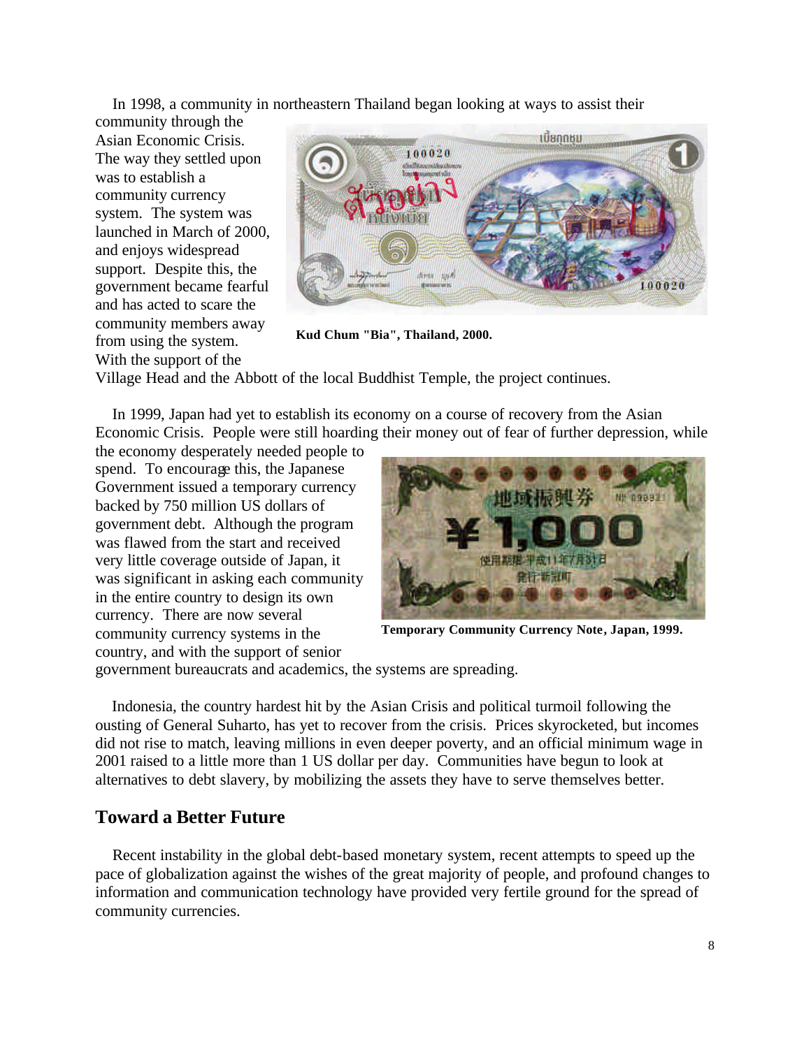In 1998, a community in northeastern Thailand began looking at ways to assist their community through the Asian Economic Crisis. The way they settled upon was to establish a community currency system. The system was launched in March of 2000, and enjoys widespread support. Despite this, the government became fearful and has acted to scare the community members away from using the system. With the support of the Village Head and the Abbott of the local Buddhist Temple, the project continues.

**Kud Chum "Bia", Thailand, 2000.**

In 1999, Japan had yet to establish its economy on a course of recovery from the Asian Economic Crisis. People were still hoarding their money out of fear of further depression, while the economy desperately needed people to spend. To encourage this, the Japanese Government issued a temporary currency backed by 750 million US dollars of government debt. Although the program was flawed from the start and received very little coverage outside of Japan, it was significant in asking each community in the entire country to design its own currency. There are now several community currency systems in the country, and with the support of senior government bureaucrats and academics, the systems are spreading.

**Temporary Community Currency Note, Japan, 1999.**

Indonesia, the country hardest hit by the Asian Crisis and political turmoil following the ousting of General Suharto, has yet to recover from the crisis. Prices skyrocketed, but incomes did not rise to match, leaving millions in even deeper poverty, and an official minimum wage in 2001 raised to a little more than 1 US dollar per day. Communities have begun to look at alternatives to debt slavery, by mobilizing the assets they have to serve themselves better.

## Toward a Better Future

Recent instability in the global debt-based monetary system, recent attempts to speed up the pace of globalization against the wishes of the great majority of people, and profound changes to information and communication technology have provided very fertile ground for the spread of community currencies.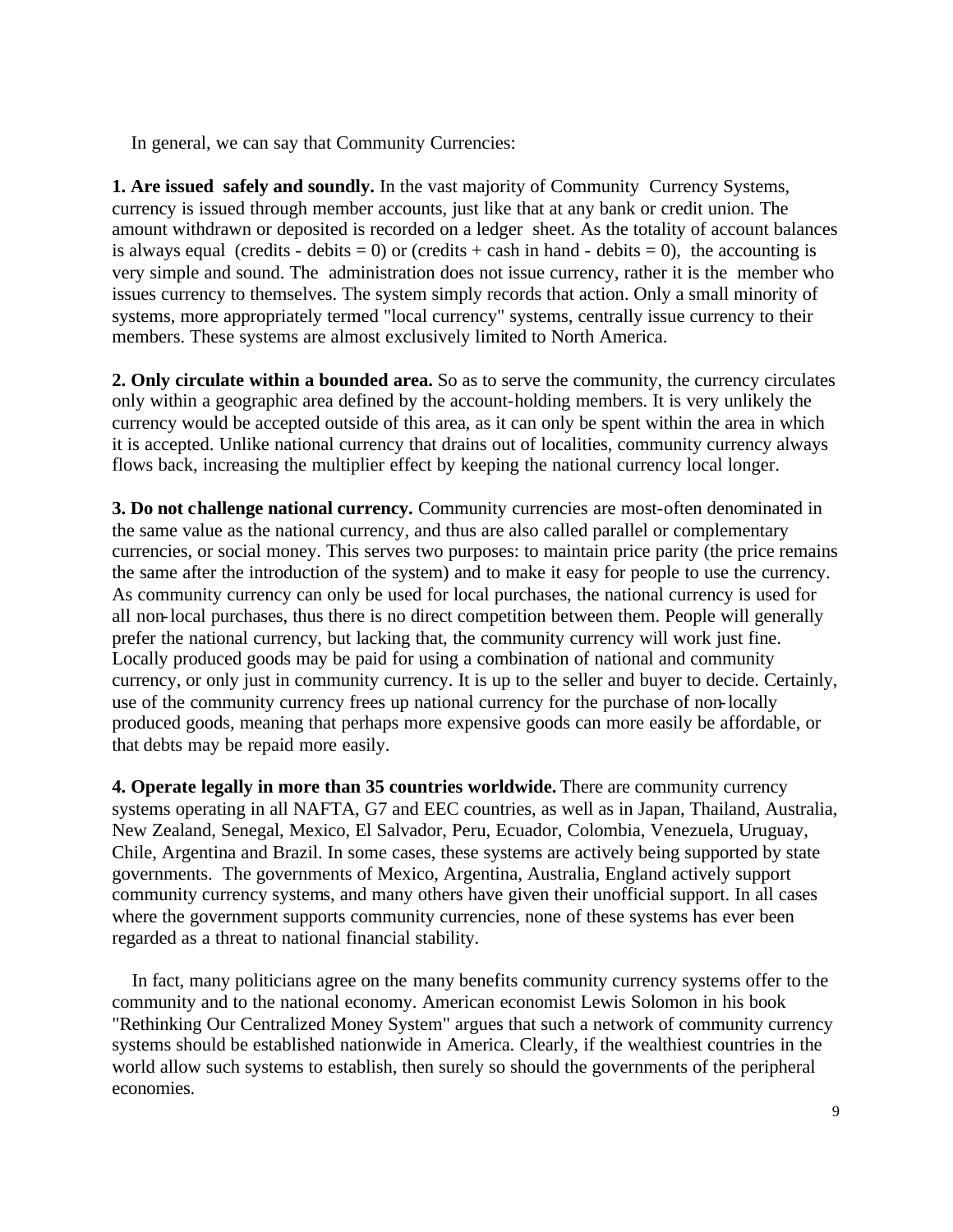In general, we can say that Community Currencies:

**1. Are issued safely and soundly.** In the vast majority of Community Currency Systems, currency is issued through member accounts, just like that at any bank or credit union. The amount withdrawn or deposited is recorded on a ledger sheet. As the totality of account balances is always equal (credits - debits = 0) or (credits + cash in hand - debits = 0), the accounting is very simple and sound. The administration does not issue currency, rather it is the member who issues currency to themselves. The system simply records that action. Only a small minority of systems, more appropriately termed "local currency" systems, centrally issue currency to their members. These systems are almost exclusively limited to North America.

**2. Only circulate within a bounded area.** So as to serve the community, the currency circulates only within a geographic area defined by the account-holding members. It is very unlikely the currency would be accepted outside of this area, as it can only be spent within the area in which it is accepted. Unlike national currency that drains out of localities, community currency always flows back, increasing the multiplier effect by keeping the national currency local longer.

**3. Do not challenge national currency.** Community currencies are most-often denominated in the same value as the national currency, and thus are also called parallel or complementary currencies, or social money. This serves two purposes: to maintain price parity (the price remains the same after the introduction of the system) and to make it easy for people to use the currency. As community currency can only be used for local purchases, the national currency is used for all non-local purchases, thus there is no direct competition between them. People will generally prefer the national currency, but lacking that, the community currency will work just fine. Locally produced goods may be paid for using a combination of national and community currency, or only just in community currency. It is up to the seller and buyer to decide. Certainly, use of the community currency frees up national currency for the purchase of non-locally produced goods, meaning that perhaps more expensive goods can more easily be affordable, or that debts may be repaid more easily.

**4. Operate legally in more than 35 countries worldwide.** There are community currency systems operating in all NAFTA, G7 and EEC countries, as well as in Japan, Thailand, Australia, New Zealand, Senegal, Mexico, El Salvador, Peru, Ecuador, Colombia, Venezuela, Uruguay, Chile, Argentina and Brazil. In some cases, these systems are actively being supported by state governments. The governments of Mexico, Argentina, Australia, England actively support community currency systems, and many others have given their unofficial support. In all cases where the government supports community currencies, none of these systems has ever been regarded as a threat to national financial stability.

In fact, many politicians agree on the many benefits community currency systems offer to the community and to the national economy. American economist Lewis Solomon in his book "Rethinking Our Centralized Money System" argues that such a network of community currency systems should be established nationwide in America. Clearly, if the wealthiest countries in the world allow such systems to establish, then surely so should the governments of the peripheral economies.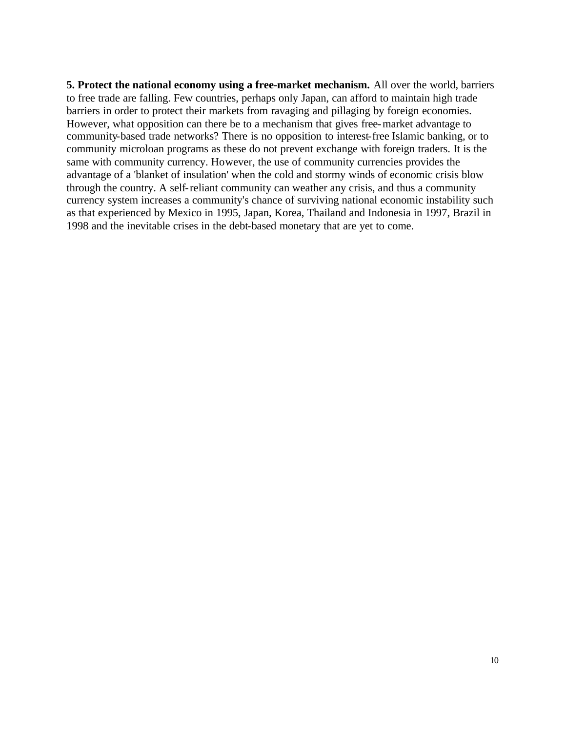**5. Protect the national economy using a free-market mechanism.** All over the world, barriers to free trade are falling. Few countries, perhaps only Japan, can afford to maintain high trade barriers in order to protect their markets from ravaging and pillaging by foreign economies. However, what opposition can there be to a mechanism that gives free-market advantage to community-based trade networks? There is no opposition to interest-free Islamic banking, or to community microloan programs as these do not prevent exchange with foreign traders. It is the same with community currency. However, the use of community currencies provides the advantage of a 'blanket of insulation' when the cold and stormy winds of economic crisis blow through the country. A self-reliant community can weather any crisis, and thus a community currency system increases a community's chance of surviving national economic instability such as that experienced by Mexico in 1995, Japan, Korea, Thailand and Indonesia in 1997, Brazil in 1998 and the inevitable crises in the debt-based monetary that are yet to come.